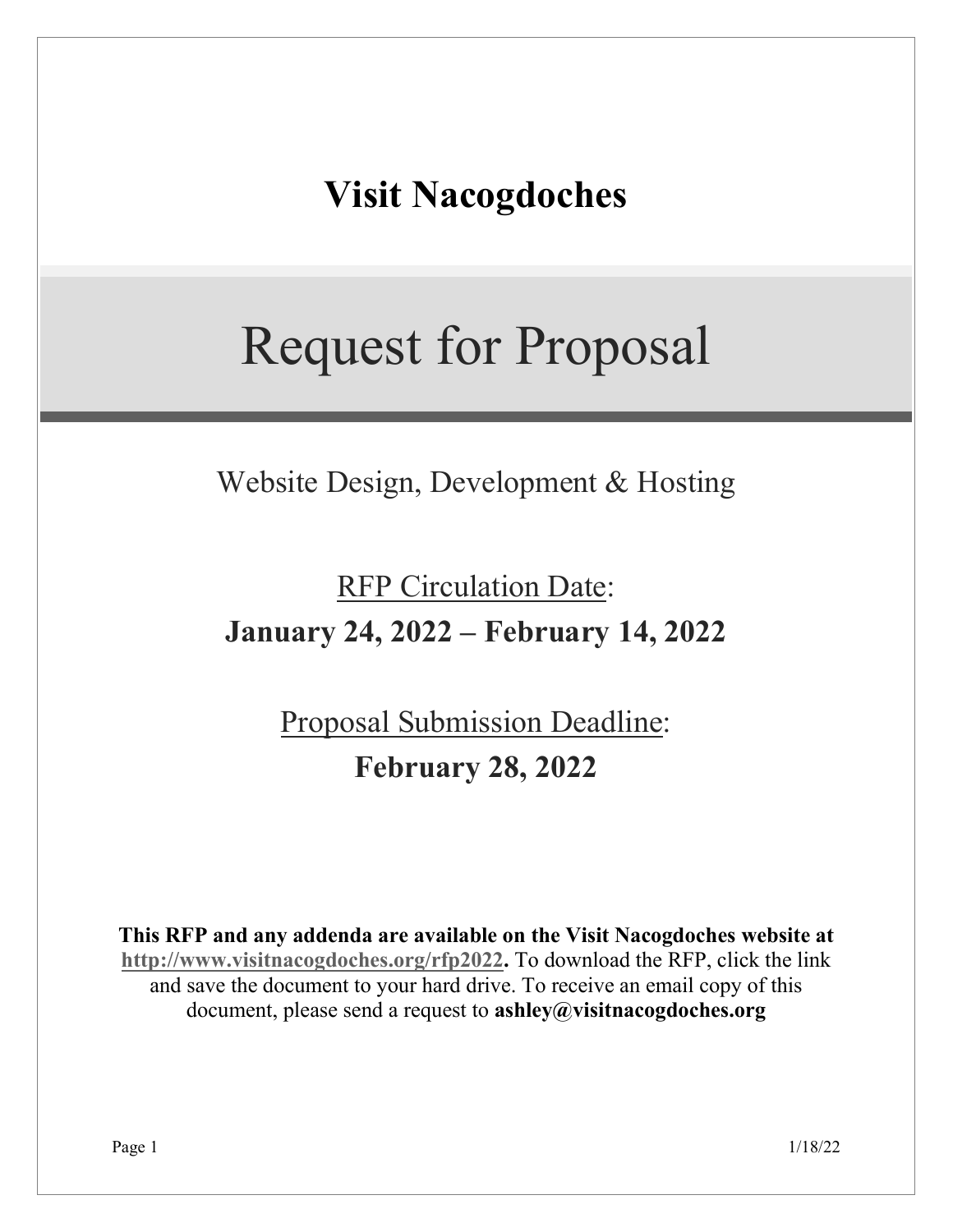# Visit Nacogdoches

# Request for Proposal

## Website Design, Development & Hosting

RFP Circulation Date:

**January 24, 2022 – February 14, 2022**

Proposal Submission Deadline:

**February 28, 2022**

**This RFP and any addenda are available on the Visit Nacogdoches website at http://www.visitnacogdoches.org/rfp2022.** To download the RFP, click the link and save the document to your hard drive. To receive an email copy of this document, please send a request to **ashley@visitnacogdoches.org**

1/18/22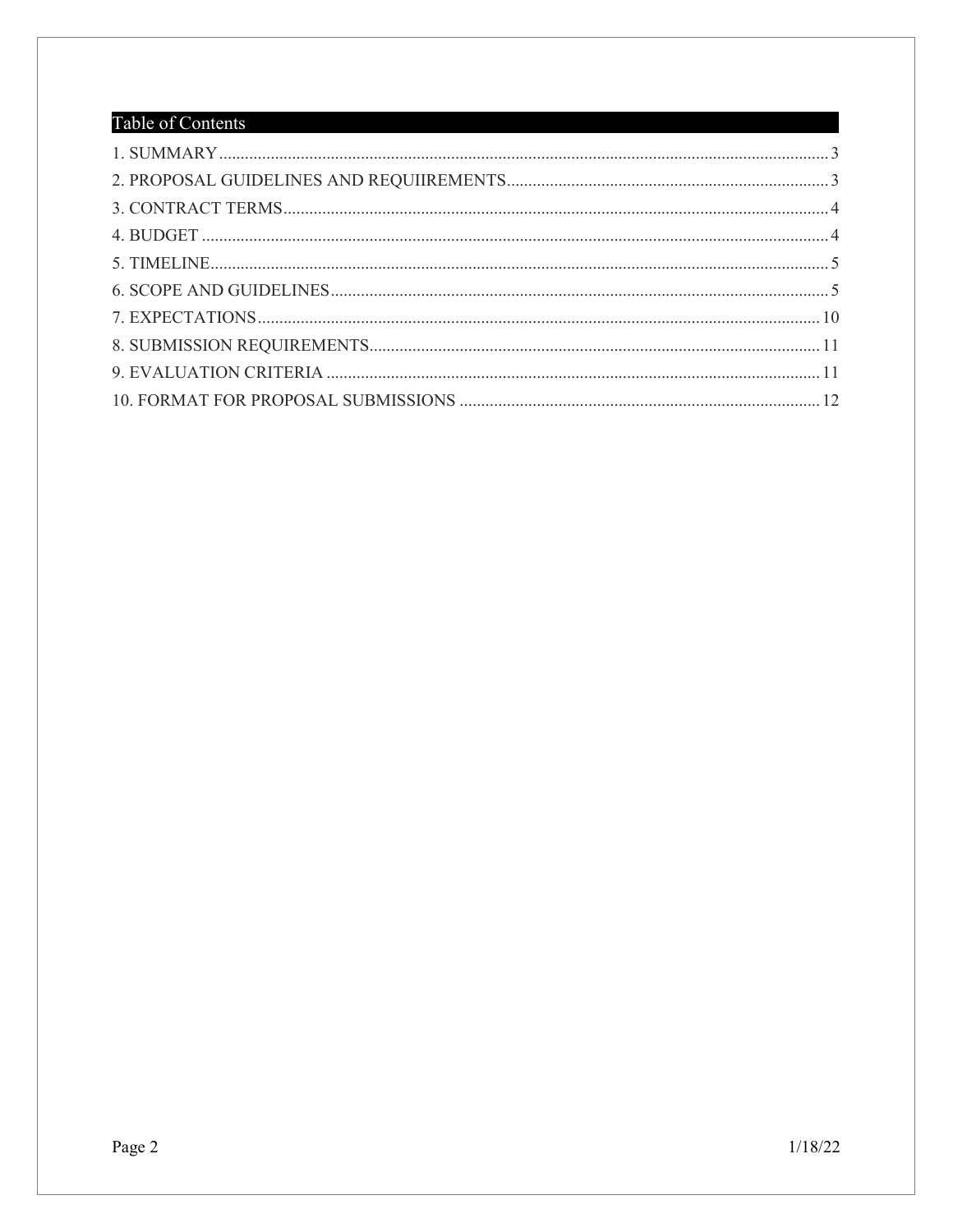## Table of Contents

1. SUMMARY .......... 3
2. PROPOSAL GUIDELINES AND REQUIIREMENTS .......... 3
3. CONTRACT TERMS .......... 4
4. BUDGET .......... 4
5. TIMELINE .......... 5
6. SCOPE AND GUIDELINES .......... 5
7. EXPECTATIONS .......... 10
8. SUBMISSION REQUIREMENTS .......... 11
9. EVALUATION CRITERIA .......... 11
10. FORMAT FOR PROPOSAL SUBMISSIONS .......... 12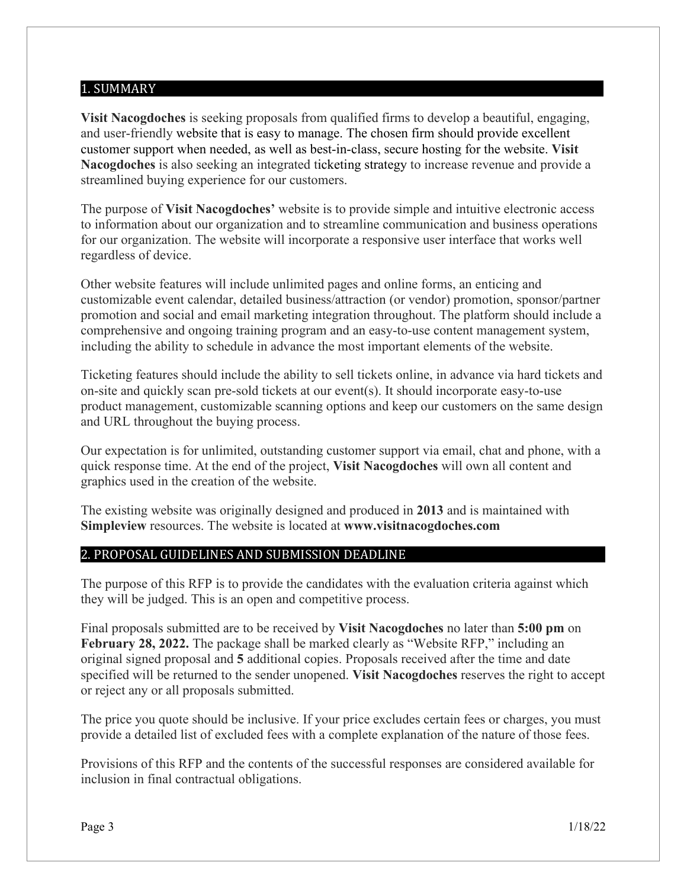## 1. SUMMARY

**Visit Nacogdoches** is seeking proposals from qualified firms to develop a beautiful, engaging, and user-friendly website that is easy to manage. The chosen firm should provide excellent customer support when needed, as well as best-in-class, secure hosting for the website. **Visit Nacogdoches** is also seeking an integrated ticketing strategy to increase revenue and provide a streamlined buying experience for our customers.

The purpose of **Visit Nacogdoches'** website is to provide simple and intuitive electronic access to information about our organization and to streamline communication and business operations for our organization. The website will incorporate a responsive user interface that works well regardless of device.

Other website features will include unlimited pages and online forms, an enticing and customizable event calendar, detailed business/attraction (or vendor) promotion, sponsor/partner promotion and social and email marketing integration throughout. The platform should include a comprehensive and ongoing training program and an easy-to-use content management system, including the ability to schedule in advance the most important elements of the website.

Ticketing features should include the ability to sell tickets online, in advance via hard tickets and on-site and quickly scan pre-sold tickets at our event(s). It should incorporate easy-to-use product management, customizable scanning options and keep our customers on the same design and URL throughout the buying process.

Our expectation is for unlimited, outstanding customer support via email, chat and phone, with a quick response time. At the end of the project, **Visit Nacogdoches** will own all content and graphics used in the creation of the website.

The existing website was originally designed and produced in **2013** and is maintained with **Simpleview** resources. The website is located at **www.visitnacogdoches.com**

## 2. PROPOSAL GUIDELINES AND SUBMISSION DEADLINE

The purpose of this RFP is to provide the candidates with the evaluation criteria against which they will be judged. This is an open and competitive process.

Final proposals submitted are to be received by **Visit Nacogdoches** no later than **5:00 pm** on **February 28, 2022.** The package shall be marked clearly as "Website RFP," including an original signed proposal and **5** additional copies. Proposals received after the time and date specified will be returned to the sender unopened. **Visit Nacogdoches** reserves the right to accept or reject any or all proposals submitted.

The price you quote should be inclusive. If your price excludes certain fees or charges, you must provide a detailed list of excluded fees with a complete explanation of the nature of those fees.

Provisions of this RFP and the contents of the successful responses are considered available for inclusion in final contractual obligations.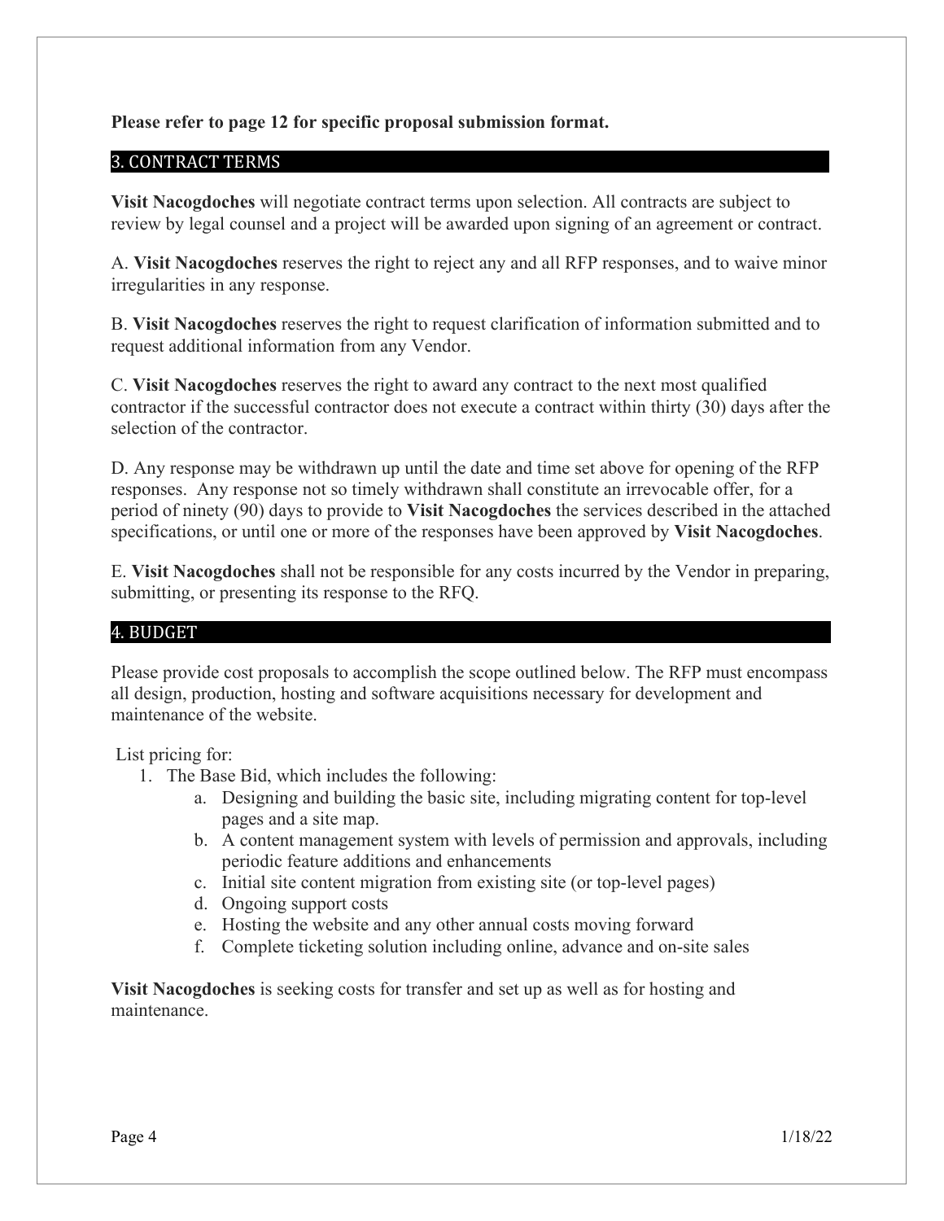**Please refer to page 12 for specific proposal submission format.**

## 3. CONTRACT TERMS

**Visit Nacogdoches** will negotiate contract terms upon selection. All contracts are subject to review by legal counsel and a project will be awarded upon signing of an agreement or contract.

A. **Visit Nacogdoches** reserves the right to reject any and all RFP responses, and to waive minor irregularities in any response.

B. **Visit Nacogdoches** reserves the right to request clarification of information submitted and to request additional information from any Vendor.

C. **Visit Nacogdoches** reserves the right to award any contract to the next most qualified contractor if the successful contractor does not execute a contract within thirty (30) days after the selection of the contractor.

D. Any response may be withdrawn up until the date and time set above for opening of the RFP responses. Any response not so timely withdrawn shall constitute an irrevocable offer, for a period of ninety (90) days to provide to **Visit Nacogdoches** the services described in the attached specifications, or until one or more of the responses have been approved by **Visit Nacogdoches**.

E. **Visit Nacogdoches** shall not be responsible for any costs incurred by the Vendor in preparing, submitting, or presenting its response to the RFQ.

## 4. BUDGET

Please provide cost proposals to accomplish the scope outlined below. The RFP must encompass all design, production, hosting and software acquisitions necessary for development and maintenance of the website.

List pricing for:

1. The Base Bid, which includes the following:
    a. Designing and building the basic site, including migrating content for top-level pages and a site map.
    b. A content management system with levels of permission and approvals, including periodic feature additions and enhancements
    c. Initial site content migration from existing site (or top-level pages)
    d. Ongoing support costs
    e. Hosting the website and any other annual costs moving forward
    f. Complete ticketing solution including online, advance and on-site sales

**Visit Nacogdoches** is seeking costs for transfer and set up as well as for hosting and maintenance.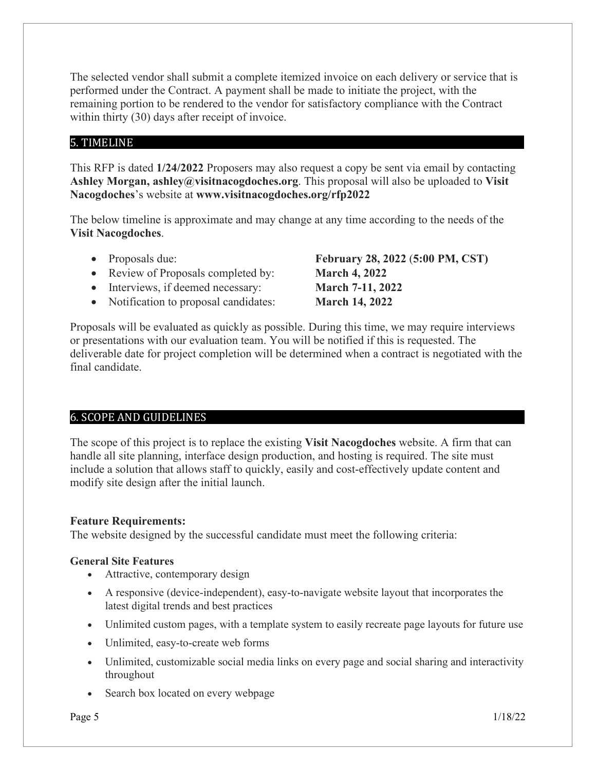The selected vendor shall submit a complete itemized invoice on each delivery or service that is performed under the Contract. A payment shall be made to initiate the project, with the remaining portion to be rendered to the vendor for satisfactory compliance with the Contract within thirty (30) days after receipt of invoice.

## 5. TIMELINE

This RFP is dated **1/24/2022** Proposers may also request a copy be sent via email by contacting **Ashley Morgan, ashley@visitnacogdoches.org**. This proposal will also be uploaded to **Visit Nacogdoches**'s website at **www.visitnacogdoches.org/rfp2022**

The below timeline is approximate and may change at any time according to the needs of the **Visit Nacogdoches**.

- Proposals due: **February 28, 2022 (5:00 PM, CST)**
- Review of Proposals completed by: **March 4, 2022**
- Interviews, if deemed necessary: **March 7-11, 2022**
- Notification to proposal candidates: **March 14, 2022**

Proposals will be evaluated as quickly as possible. During this time, we may require interviews or presentations with our evaluation team. You will be notified if this is requested. The deliverable date for project completion will be determined when a contract is negotiated with the final candidate.

## 6. SCOPE AND GUIDELINES

The scope of this project is to replace the existing **Visit Nacogdoches** website. A firm that can handle all site planning, interface design production, and hosting is required. The site must include a solution that allows staff to quickly, easily and cost-effectively update content and modify site design after the initial launch.

**Feature Requirements:**
The website designed by the successful candidate must meet the following criteria:

**General Site Features**

- Attractive, contemporary design
- A responsive (device-independent), easy-to-navigate website layout that incorporates the latest digital trends and best practices
- Unlimited custom pages, with a template system to easily recreate page layouts for future use
- Unlimited, easy-to-create web forms
- Unlimited, customizable social media links on every page and social sharing and interactivity throughout
- Search box located on every webpage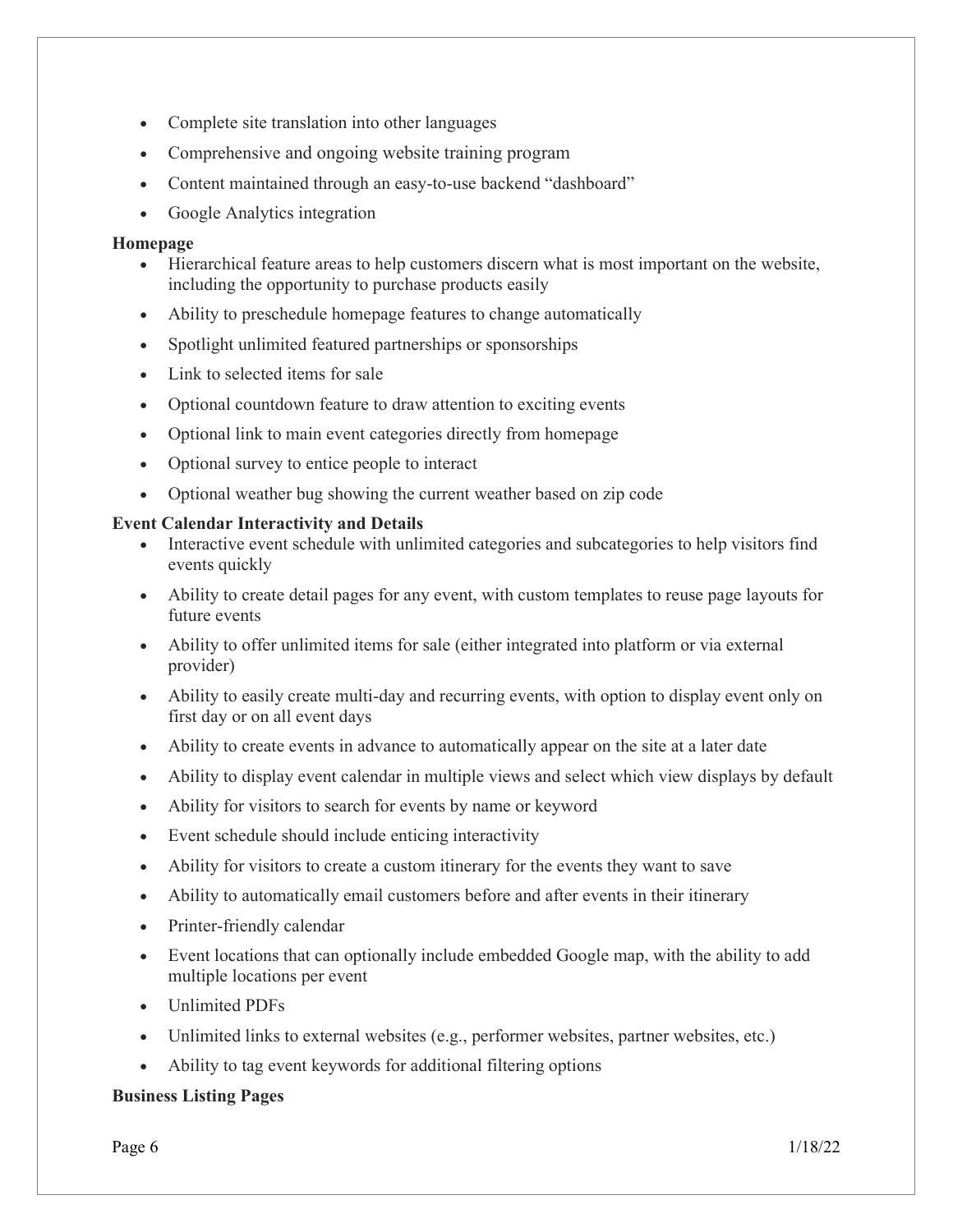- Complete site translation into other languages
- Comprehensive and ongoing website training program
- Content maintained through an easy-to-use backend "dashboard"
- Google Analytics integration

**Homepage**

- Hierarchical feature areas to help customers discern what is most important on the website, including the opportunity to purchase products easily
- Ability to preschedule homepage features to change automatically
- Spotlight unlimited featured partnerships or sponsorships
- Link to selected items for sale
- Optional countdown feature to draw attention to exciting events
- Optional link to main event categories directly from homepage
- Optional survey to entice people to interact
- Optional weather bug showing the current weather based on zip code

**Event Calendar Interactivity and Details**

- Interactive event schedule with unlimited categories and subcategories to help visitors find events quickly
- Ability to create detail pages for any event, with custom templates to reuse page layouts for future events
- Ability to offer unlimited items for sale (either integrated into platform or via external provider)
- Ability to easily create multi-day and recurring events, with option to display event only on first day or on all event days
- Ability to create events in advance to automatically appear on the site at a later date
- Ability to display event calendar in multiple views and select which view displays by default
- Ability for visitors to search for events by name or keyword
- Event schedule should include enticing interactivity
- Ability for visitors to create a custom itinerary for the events they want to save
- Ability to automatically email customers before and after events in their itinerary
- Printer-friendly calendar
- Event locations that can optionally include embedded Google map, with the ability to add multiple locations per event
- Unlimited PDFs
- Unlimited links to external websites (e.g., performer websites, partner websites, etc.)
- Ability to tag event keywords for additional filtering options

**Business Listing Pages**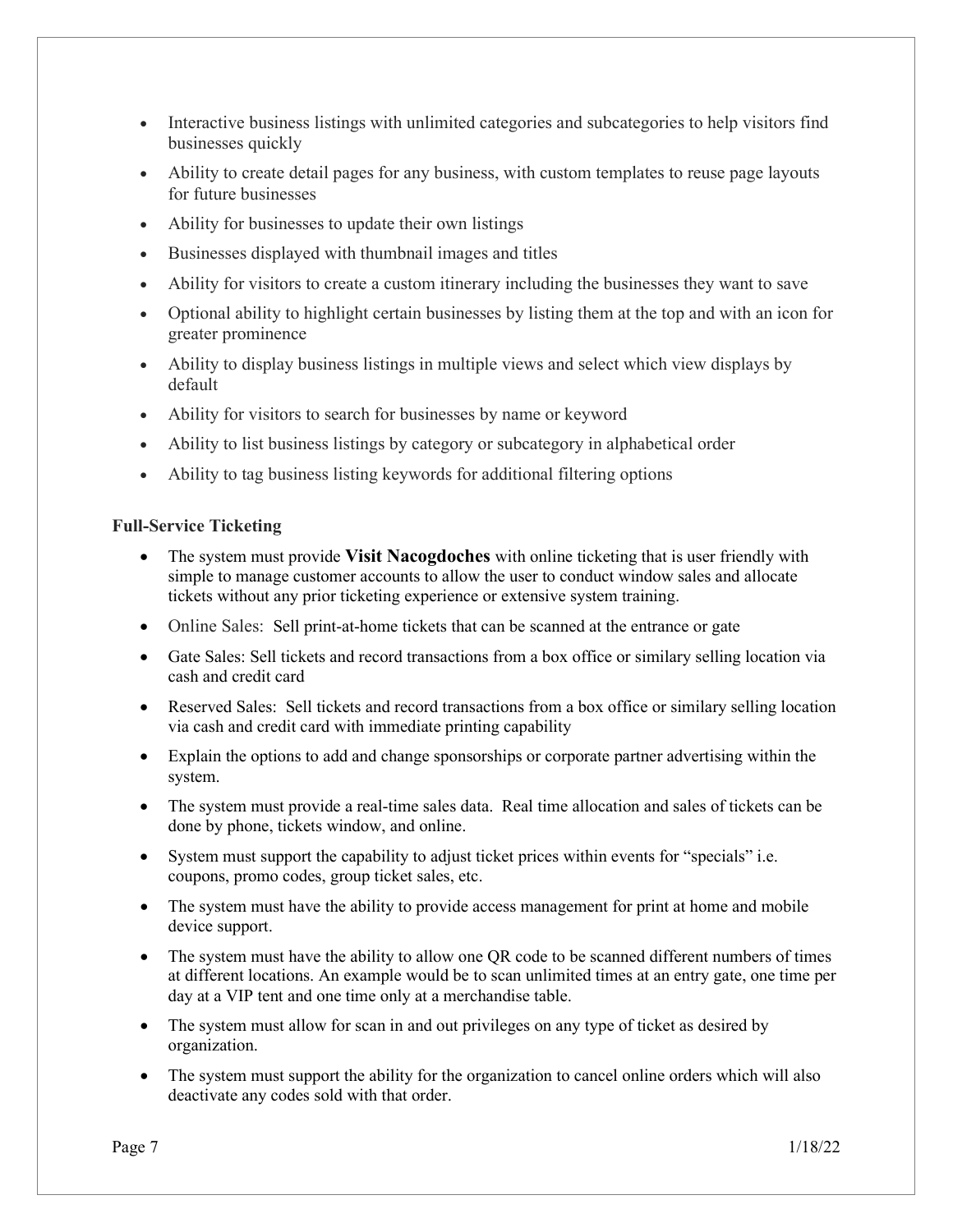- Interactive business listings with unlimited categories and subcategories to help visitors find businesses quickly
- Ability to create detail pages for any business, with custom templates to reuse page layouts for future businesses
- Ability for businesses to update their own listings
- Businesses displayed with thumbnail images and titles
- Ability for visitors to create a custom itinerary including the businesses they want to save
- Optional ability to highlight certain businesses by listing them at the top and with an icon for greater prominence
- Ability to display business listings in multiple views and select which view displays by default
- Ability for visitors to search for businesses by name or keyword
- Ability to list business listings by category or subcategory in alphabetical order
- Ability to tag business listing keywords for additional filtering options

**Full-Service Ticketing**

- The system must provide **Visit Nacogdoches** with online ticketing that is user friendly with simple to manage customer accounts to allow the user to conduct window sales and allocate tickets without any prior ticketing experience or extensive system training.
- Online Sales: Sell print-at-home tickets that can be scanned at the entrance or gate
- Gate Sales: Sell tickets and record transactions from a box office or similary selling location via cash and credit card
- Reserved Sales: Sell tickets and record transactions from a box office or similary selling location via cash and credit card with immediate printing capability
- Explain the options to add and change sponsorships or corporate partner advertising within the system.
- The system must provide a real-time sales data. Real time allocation and sales of tickets can be done by phone, tickets window, and online.
- System must support the capability to adjust ticket prices within events for "specials" i.e. coupons, promo codes, group ticket sales, etc.
- The system must have the ability to provide access management for print at home and mobile device support.
- The system must have the ability to allow one QR code to be scanned different numbers of times at different locations. An example would be to scan unlimited times at an entry gate, one time per day at a VIP tent and one time only at a merchandise table.
- The system must allow for scan in and out privileges on any type of ticket as desired by organization.
- The system must support the ability for the organization to cancel online orders which will also deactivate any codes sold with that order.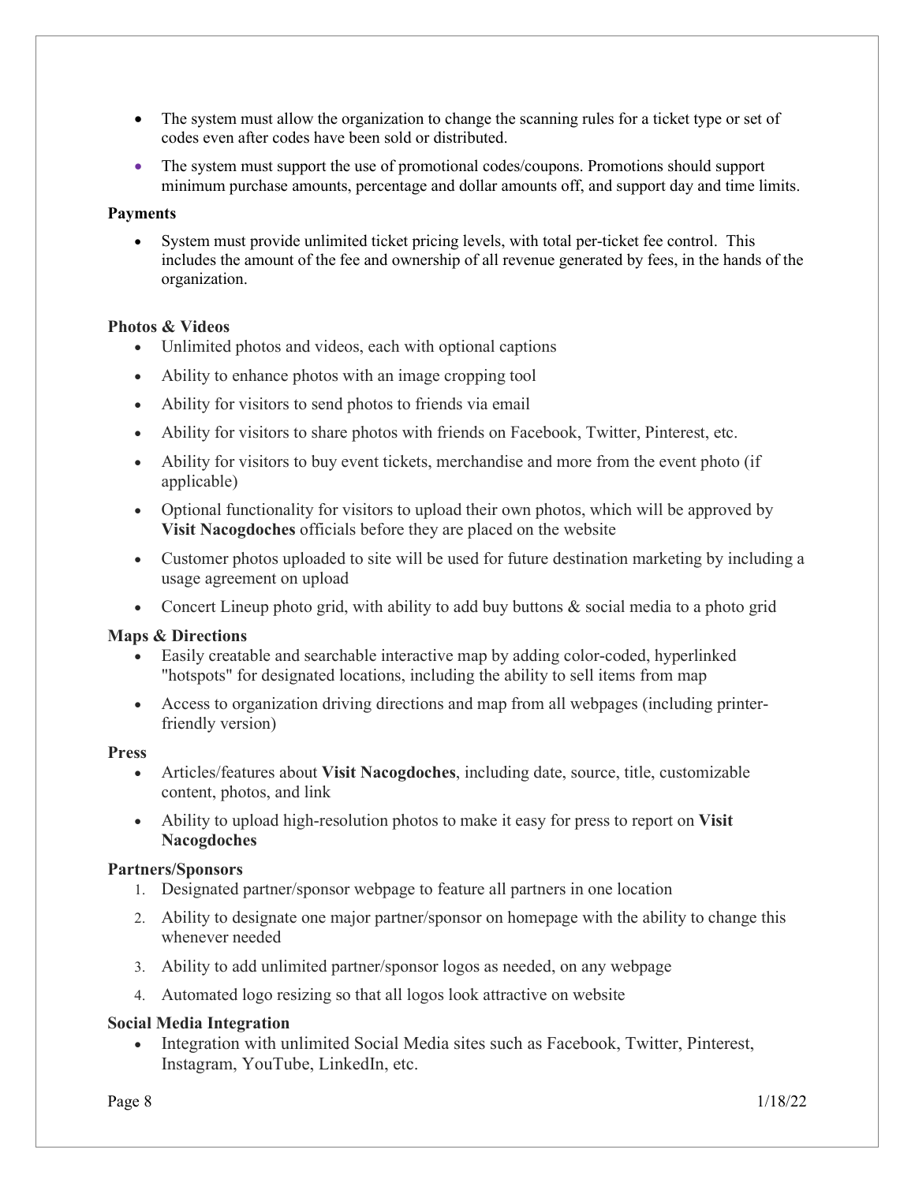- The system must allow the organization to change the scanning rules for a ticket type or set of codes even after codes have been sold or distributed.
- The system must support the use of promotional codes/coupons. Promotions should support minimum purchase amounts, percentage and dollar amounts off, and support day and time limits.

**Payments**

- System must provide unlimited ticket pricing levels, with total per-ticket fee control. This includes the amount of the fee and ownership of all revenue generated by fees, in the hands of the organization.

**Photos & Videos**

- Unlimited photos and videos, each with optional captions
- Ability to enhance photos with an image cropping tool
- Ability for visitors to send photos to friends via email
- Ability for visitors to share photos with friends on Facebook, Twitter, Pinterest, etc.
- Ability for visitors to buy event tickets, merchandise and more from the event photo (if applicable)
- Optional functionality for visitors to upload their own photos, which will be approved by **Visit Nacogdoches** officials before they are placed on the website
- Customer photos uploaded to site will be used for future destination marketing by including a usage agreement on upload
- Concert Lineup photo grid, with ability to add buy buttons & social media to a photo grid

**Maps & Directions**

- Easily creatable and searchable interactive map by adding color-coded, hyperlinked "hotspots" for designated locations, including the ability to sell items from map
- Access to organization driving directions and map from all webpages (including printer-friendly version)

**Press**

- Articles/features about **Visit Nacogdoches**, including date, source, title, customizable content, photos, and link
- Ability to upload high-resolution photos to make it easy for press to report on **Visit Nacogdoches**

**Partners/Sponsors**

1. Designated partner/sponsor webpage to feature all partners in one location
2. Ability to designate one major partner/sponsor on homepage with the ability to change this whenever needed
3. Ability to add unlimited partner/sponsor logos as needed, on any webpage
4. Automated logo resizing so that all logos look attractive on website

**Social Media Integration**

- Integration with unlimited Social Media sites such as Facebook, Twitter, Pinterest, Instagram, YouTube, LinkedIn, etc.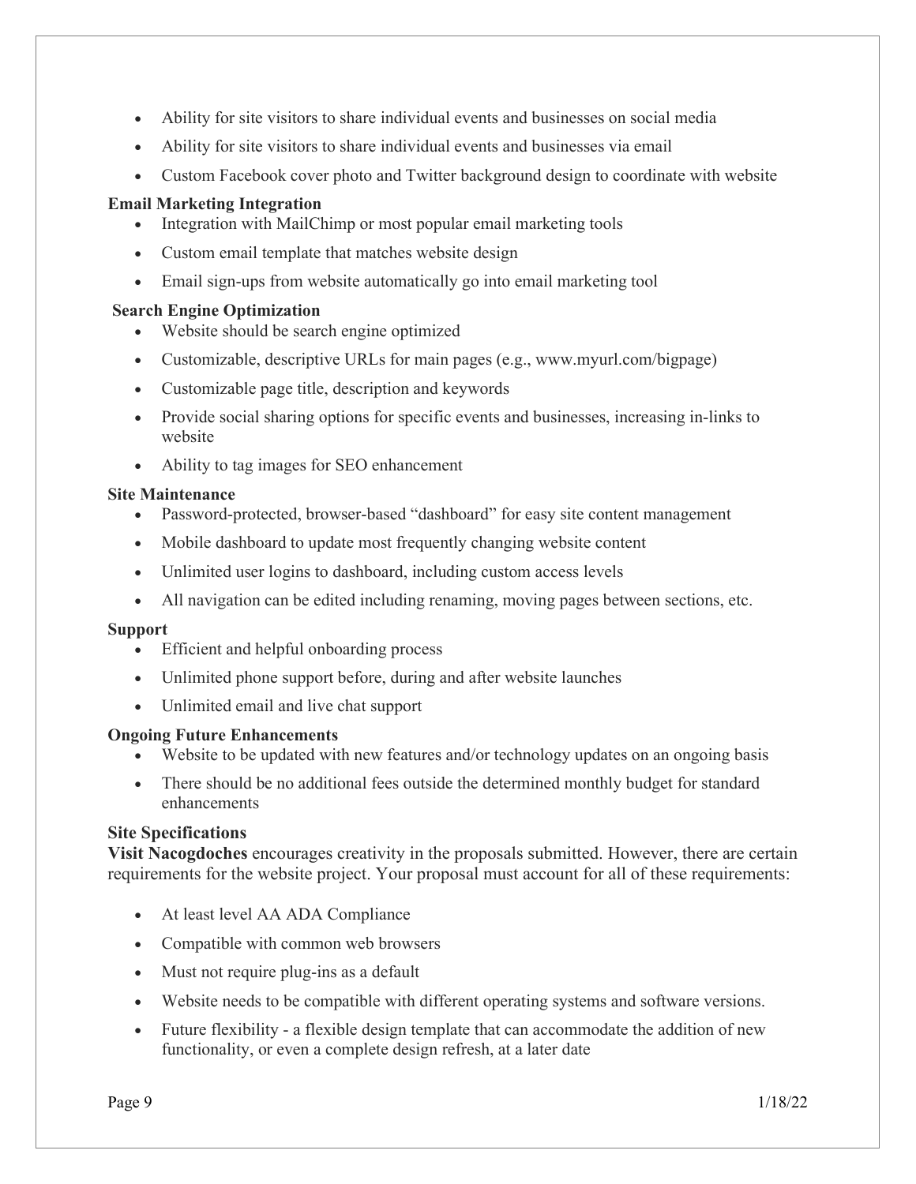- Ability for site visitors to share individual events and businesses on social media
- Ability for site visitors to share individual events and businesses via email
- Custom Facebook cover photo and Twitter background design to coordinate with website

**Email Marketing Integration**

- Integration with MailChimp or most popular email marketing tools
- Custom email template that matches website design
- Email sign-ups from website automatically go into email marketing tool

**Search Engine Optimization**

- Website should be search engine optimized
- Customizable, descriptive URLs for main pages (e.g., www.myurl.com/bigpage)
- Customizable page title, description and keywords
- Provide social sharing options for specific events and businesses, increasing in-links to website
- Ability to tag images for SEO enhancement

**Site Maintenance**

- Password-protected, browser-based "dashboard" for easy site content management
- Mobile dashboard to update most frequently changing website content
- Unlimited user logins to dashboard, including custom access levels
- All navigation can be edited including renaming, moving pages between sections, etc.

**Support**

- Efficient and helpful onboarding process
- Unlimited phone support before, during and after website launches
- Unlimited email and live chat support

**Ongoing Future Enhancements**

- Website to be updated with new features and/or technology updates on an ongoing basis
- There should be no additional fees outside the determined monthly budget for standard enhancements

**Site Specifications**

**Visit Nacogdoches** encourages creativity in the proposals submitted. However, there are certain requirements for the website project. Your proposal must account for all of these requirements:

- At least level AA ADA Compliance
- Compatible with common web browsers
- Must not require plug-ins as a default
- Website needs to be compatible with different operating systems and software versions.
- Future flexibility - a flexible design template that can accommodate the addition of new functionality, or even a complete design refresh, at a later date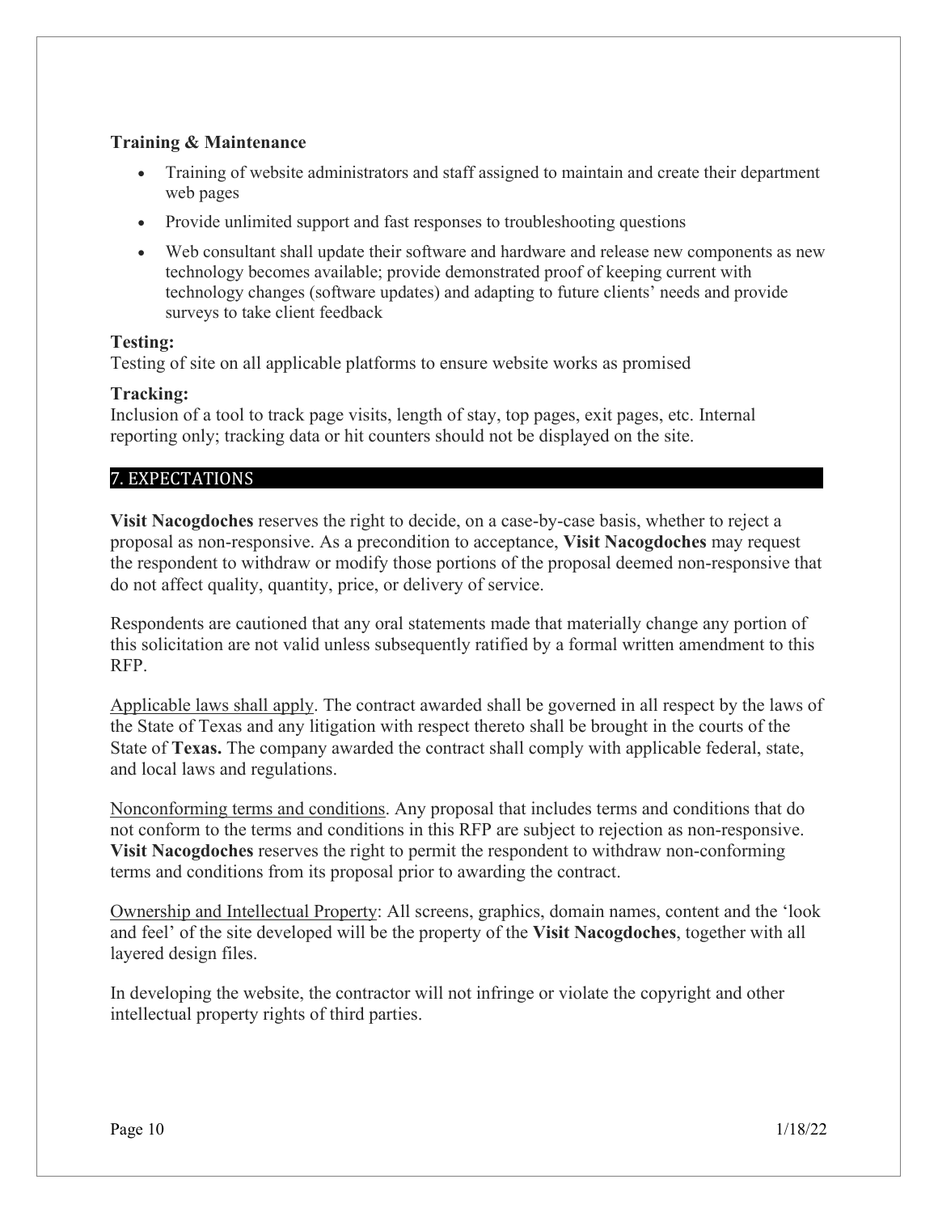**Training & Maintenance**

- Training of website administrators and staff assigned to maintain and create their department web pages
- Provide unlimited support and fast responses to troubleshooting questions
- Web consultant shall update their software and hardware and release new components as new technology becomes available; provide demonstrated proof of keeping current with technology changes (software updates) and adapting to future clients' needs and provide surveys to take client feedback

**Testing:**
Testing of site on all applicable platforms to ensure website works as promised

**Tracking:**
Inclusion of a tool to track page visits, length of stay, top pages, exit pages, etc. Internal reporting only; tracking data or hit counters should not be displayed on the site.

## 7. EXPECTATIONS

**Visit Nacogdoches** reserves the right to decide, on a case-by-case basis, whether to reject a proposal as non-responsive. As a precondition to acceptance, **Visit Nacogdoches** may request the respondent to withdraw or modify those portions of the proposal deemed non-responsive that do not affect quality, quantity, price, or delivery of service.

Respondents are cautioned that any oral statements made that materially change any portion of this solicitation are not valid unless subsequently ratified by a formal written amendment to this RFP.

Applicable laws shall apply. The contract awarded shall be governed in all respect by the laws of the State of Texas and any litigation with respect thereto shall be brought in the courts of the State of **Texas.** The company awarded the contract shall comply with applicable federal, state, and local laws and regulations.

Nonconforming terms and conditions. Any proposal that includes terms and conditions that do not conform to the terms and conditions in this RFP are subject to rejection as non-responsive. **Visit Nacogdoches** reserves the right to permit the respondent to withdraw non-conforming terms and conditions from its proposal prior to awarding the contract.

Ownership and Intellectual Property: All screens, graphics, domain names, content and the 'look and feel' of the site developed will be the property of the **Visit Nacogdoches**, together with all layered design files.

In developing the website, the contractor will not infringe or violate the copyright and other intellectual property rights of third parties.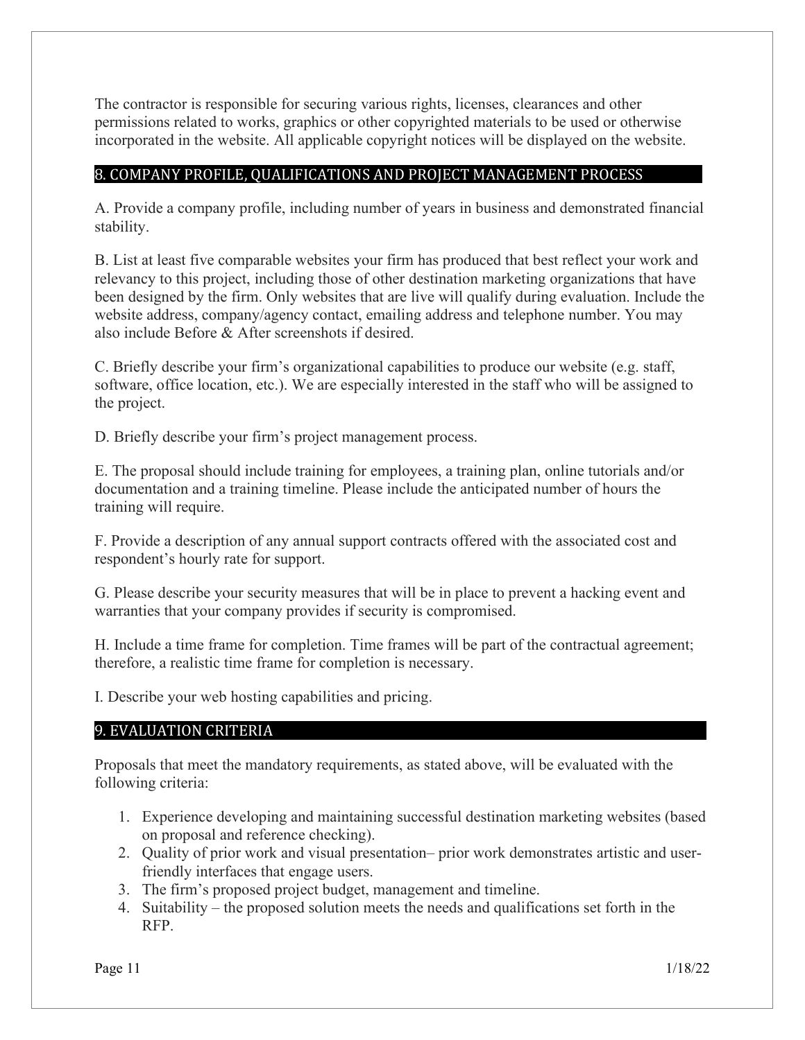The contractor is responsible for securing various rights, licenses, clearances and other permissions related to works, graphics or other copyrighted materials to be used or otherwise incorporated in the website. All applicable copyright notices will be displayed on the website.

## 8. COMPANY PROFILE, QUALIFICATIONS AND PROJECT MANAGEMENT PROCESS

A. Provide a company profile, including number of years in business and demonstrated financial stability.

B. List at least five comparable websites your firm has produced that best reflect your work and relevancy to this project, including those of other destination marketing organizations that have been designed by the firm. Only websites that are live will qualify during evaluation. Include the website address, company/agency contact, emailing address and telephone number. You may also include Before & After screenshots if desired.

C. Briefly describe your firm's organizational capabilities to produce our website (e.g. staff, software, office location, etc.). We are especially interested in the staff who will be assigned to the project.

D. Briefly describe your firm's project management process.

E. The proposal should include training for employees, a training plan, online tutorials and/or documentation and a training timeline. Please include the anticipated number of hours the training will require.

F. Provide a description of any annual support contracts offered with the associated cost and respondent's hourly rate for support.

G. Please describe your security measures that will be in place to prevent a hacking event and warranties that your company provides if security is compromised.

H. Include a time frame for completion. Time frames will be part of the contractual agreement; therefore, a realistic time frame for completion is necessary.

I. Describe your web hosting capabilities and pricing.

## 9. EVALUATION CRITERIA

Proposals that meet the mandatory requirements, as stated above, will be evaluated with the following criteria:

1. Experience developing and maintaining successful destination marketing websites (based on proposal and reference checking).
2. Quality of prior work and visual presentation– prior work demonstrates artistic and user-friendly interfaces that engage users.
3. The firm's proposed project budget, management and timeline.
4. Suitability – the proposed solution meets the needs and qualifications set forth in the RFP.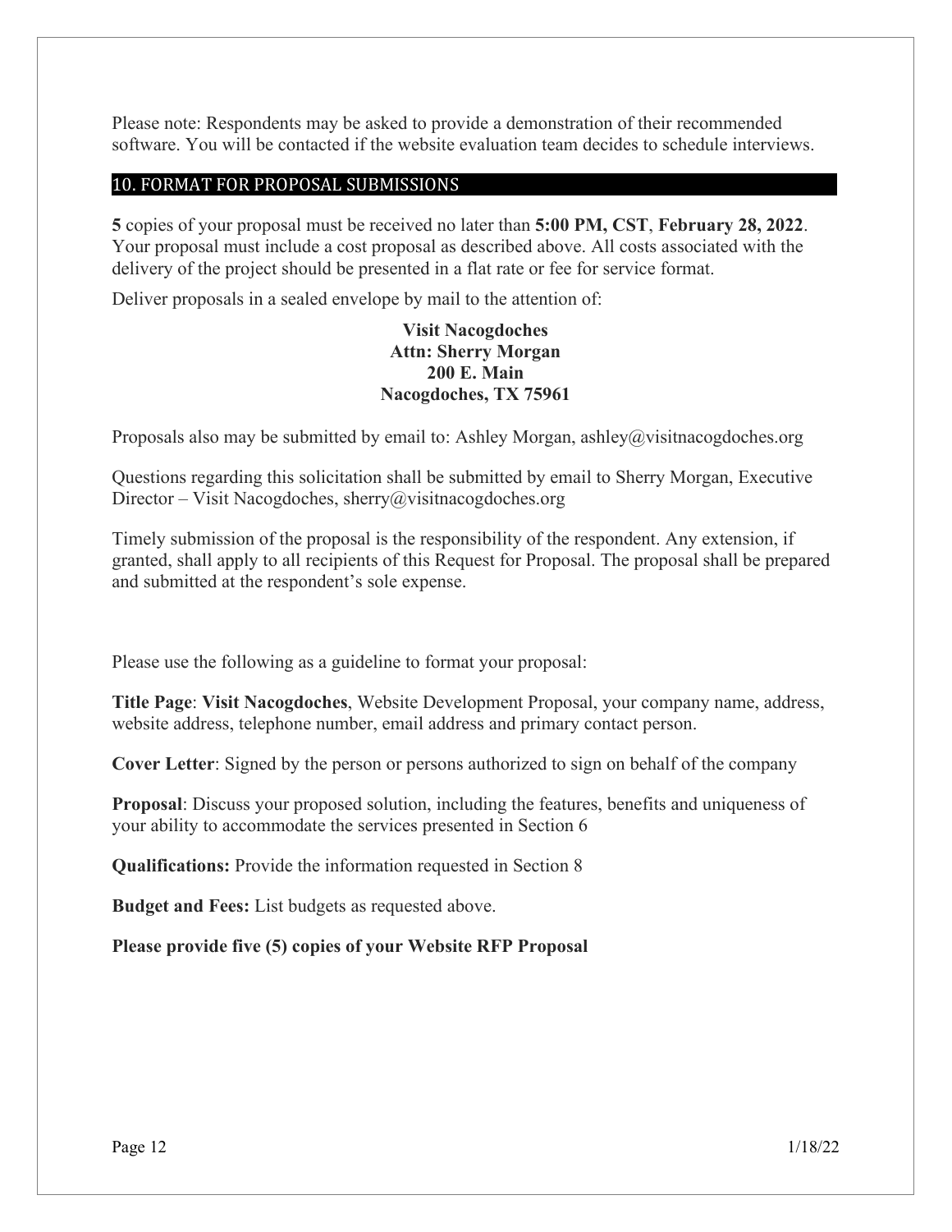Please note: Respondents may be asked to provide a demonstration of their recommended software. You will be contacted if the website evaluation team decides to schedule interviews.

## 10. FORMAT FOR PROPOSAL SUBMISSIONS

**5** copies of your proposal must be received no later than **5:00 PM, CST**, **February 28, 2022**. Your proposal must include a cost proposal as described above. All costs associated with the delivery of the project should be presented in a flat rate or fee for service format.

Deliver proposals in a sealed envelope by mail to the attention of:

**Visit Nacogdoches**
**Attn: Sherry Morgan**
**200 E. Main**
**Nacogdoches, TX 75961**

Proposals also may be submitted by email to: Ashley Morgan, ashley@visitnacogdoches.org

Questions regarding this solicitation shall be submitted by email to Sherry Morgan, Executive Director – Visit Nacogdoches, sherry@visitnacogdoches.org

Timely submission of the proposal is the responsibility of the respondent. Any extension, if granted, shall apply to all recipients of this Request for Proposal. The proposal shall be prepared and submitted at the respondent's sole expense.

Please use the following as a guideline to format your proposal:

**Title Page**: **Visit Nacogdoches**, Website Development Proposal, your company name, address, website address, telephone number, email address and primary contact person.

**Cover Letter**: Signed by the person or persons authorized to sign on behalf of the company

**Proposal**: Discuss your proposed solution, including the features, benefits and uniqueness of your ability to accommodate the services presented in Section 6

**Qualifications:** Provide the information requested in Section 8

**Budget and Fees:** List budgets as requested above.

**Please provide five (5) copies of your Website RFP Proposal**